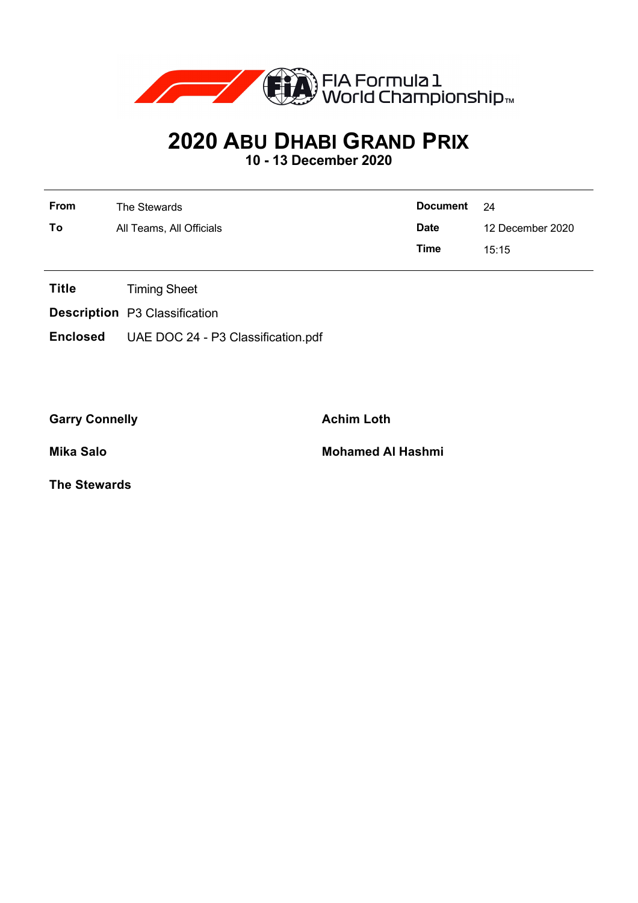FIA Formula 1 World Championship™

# 2020 Abu Dhabi Grand Prix

**10 - 13 December 2020**

| | | | |
|---|---|---|---|
| **From** | The Stewards | **Document** | 24 |
| **To** | All Teams, All Officials | **Date** | 12 December 2020 |
| | | **Time** | 15:15 |

**Title** Timing Sheet

**Description** P3 Classification

**Enclosed** UAE DOC 24 - P3 Classification.pdf

**Garry Connelly**

**Achim Loth**

**Mika Salo**

**Mohamed Al Hashmi**

**The Stewards**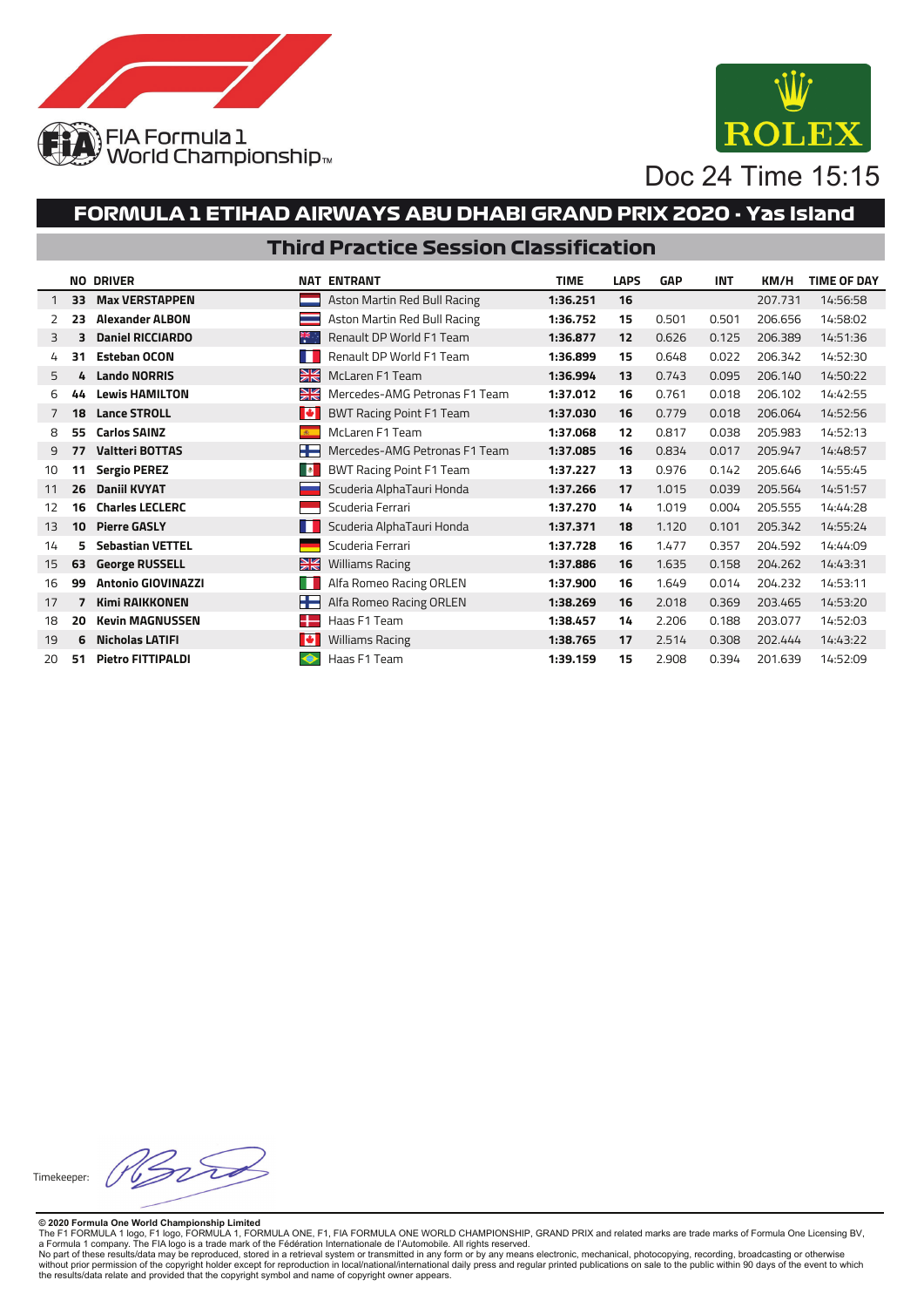FIA Formula 1 World Championship

ROLEX

Doc 24 Time 15:15

## FORMULA 1 ETIHAD AIRWAYS ABU DHABI GRAND PRIX 2020 - Yas Island

### Third Practice Session Classification

| | NO | DRIVER | NAT | ENTRANT | TIME | LAPS | GAP | INT | KM/H | TIME OF DAY |
|---|---|---|---|---|---|---|---|---|---|---|
| 1 | 33 | **Max VERSTAPPEN** | | Aston Martin Red Bull Racing | **1:36.251** | 16 | | | 207.731 | 14:56:58 |
| 2 | 23 | **Alexander ALBON** | | Aston Martin Red Bull Racing | **1:36.752** | 15 | 0.501 | 0.501 | 206.656 | 14:58:02 |
| 3 | 3 | **Daniel RICCIARDO** | | Renault DP World F1 Team | **1:36.877** | 12 | 0.626 | 0.125 | 206.389 | 14:51:36 |
| 4 | 31 | **Esteban OCON** | | Renault DP World F1 Team | **1:36.899** | 15 | 0.648 | 0.022 | 206.342 | 14:52:30 |
| 5 | 4 | **Lando NORRIS** | | McLaren F1 Team | **1:36.994** | 13 | 0.743 | 0.095 | 206.140 | 14:50:22 |
| 6 | 44 | **Lewis HAMILTON** | | Mercedes-AMG Petronas F1 Team | **1:37.012** | 16 | 0.761 | 0.018 | 206.102 | 14:42:55 |
| 7 | 18 | **Lance STROLL** | | BWT Racing Point F1 Team | **1:37.030** | 16 | 0.779 | 0.018 | 206.064 | 14:52:56 |
| 8 | 55 | **Carlos SAINZ** | | McLaren F1 Team | **1:37.068** | 12 | 0.817 | 0.038 | 205.983 | 14:52:13 |
| 9 | 77 | **Valtteri BOTTAS** | | Mercedes-AMG Petronas F1 Team | **1:37.085** | 16 | 0.834 | 0.017 | 205.947 | 14:48:57 |
| 10 | 11 | **Sergio PEREZ** | | BWT Racing Point F1 Team | **1:37.227** | 13 | 0.976 | 0.142 | 205.646 | 14:55:45 |
| 11 | 26 | **Daniil KVYAT** | | Scuderia AlphaTauri Honda | **1:37.266** | 17 | 1.015 | 0.039 | 205.564 | 14:51:57 |
| 12 | 16 | **Charles LECLERC** | | Scuderia Ferrari | **1:37.270** | 14 | 1.019 | 0.004 | 205.555 | 14:44:28 |
| 13 | 10 | **Pierre GASLY** | | Scuderia AlphaTauri Honda | **1:37.371** | 18 | 1.120 | 0.101 | 205.342 | 14:55:24 |
| 14 | 5 | **Sebastian VETTEL** | | Scuderia Ferrari | **1:37.728** | 16 | 1.477 | 0.357 | 204.592 | 14:44:09 |
| 15 | 63 | **George RUSSELL** | | Williams Racing | **1:37.886** | 16 | 1.635 | 0.158 | 204.262 | 14:43:31 |
| 16 | 99 | **Antonio GIOVINAZZI** | | Alfa Romeo Racing ORLEN | **1:37.900** | 16 | 1.649 | 0.014 | 204.232 | 14:53:11 |
| 17 | 7 | **Kimi RAIKKONEN** | | Alfa Romeo Racing ORLEN | **1:38.269** | 16 | 2.018 | 0.369 | 203.465 | 14:53:20 |
| 18 | 20 | **Kevin MAGNUSSEN** | | Haas F1 Team | **1:38.457** | 14 | 2.206 | 0.188 | 203.077 | 14:52:03 |
| 19 | 6 | **Nicholas LATIFI** | | Williams Racing | **1:38.765** | 17 | 2.514 | 0.308 | 202.444 | 14:43:22 |
| 20 | 51 | **Pietro FITTIPALDI** | | Haas F1 Team | **1:39.159** | 15 | 2.908 | 0.394 | 201.639 | 14:52:09 |

Timekeeper:

**© 2020 Formula One World Championship Limited**
The F1 FORMULA 1 logo, F1 logo, FORMULA 1, FORMULA ONE, F1, FIA FORMULA ONE WORLD CHAMPIONSHIP, GRAND PRIX and related marks are trade marks of Formula One Licensing BV, a Formula 1 company. The FIA logo is a trade mark of the Fédération Internationale de l'Automobile. All rights reserved.
No part of these results/data may be reproduced, stored in a retrieval system or transmitted in any form or by any means electronic, mechanical, photocopying, recording, broadcasting or otherwise without prior permission of the copyright holder except for reproduction in local/national/international daily press and regular printed publications on sale to the public within 90 days of the event to which the results/data relate and provided that the copyright symbol and name of copyright owner appears.